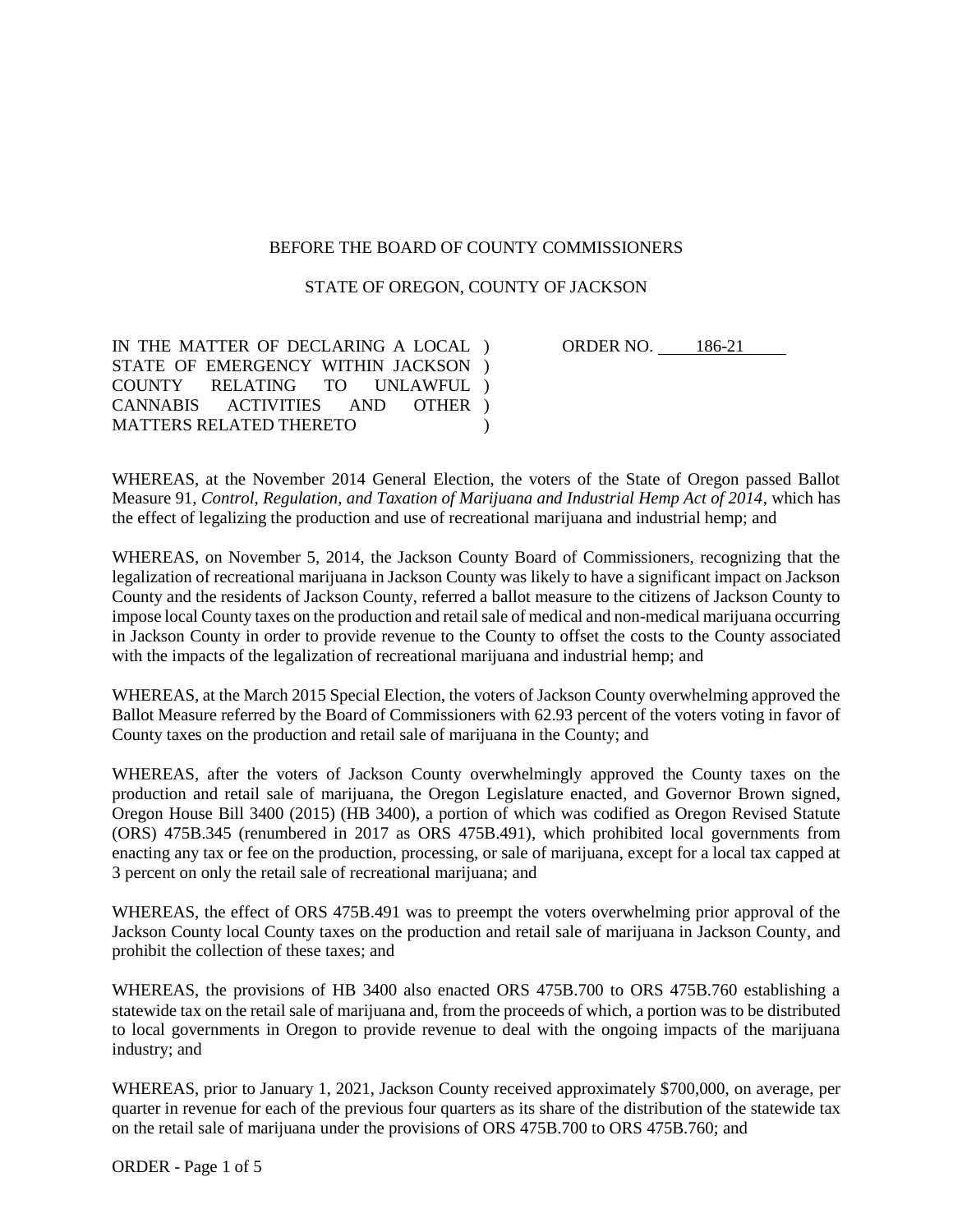BEFORE THE BOARD OF COUNTY COMMISSIONERS

STATE OF OREGON, COUNTY OF JACKSON

| | |
|---|---|
| IN THE MATTER OF DECLARING A LOCAL STATE OF EMERGENCY WITHIN JACKSON COUNTY RELATING TO UNLAWFUL CANNABIS ACTIVITIES AND OTHER MATTERS RELATED THERETO | ORDER NO. 186-21 |

WHEREAS, at the November 2014 General Election, the voters of the State of Oregon passed Ballot Measure 91, *Control, Regulation, and Taxation of Marijuana and Industrial Hemp Act of 2014*, which has the effect of legalizing the production and use of recreational marijuana and industrial hemp; and

WHEREAS, on November 5, 2014, the Jackson County Board of Commissioners, recognizing that the legalization of recreational marijuana in Jackson County was likely to have a significant impact on Jackson County and the residents of Jackson County, referred a ballot measure to the citizens of Jackson County to impose local County taxes on the production and retail sale of medical and non-medical marijuana occurring in Jackson County in order to provide revenue to the County to offset the costs to the County associated with the impacts of the legalization of recreational marijuana and industrial hemp; and

WHEREAS, at the March 2015 Special Election, the voters of Jackson County overwhelming approved the Ballot Measure referred by the Board of Commissioners with 62.93 percent of the voters voting in favor of County taxes on the production and retail sale of marijuana in the County; and

WHEREAS, after the voters of Jackson County overwhelmingly approved the County taxes on the production and retail sale of marijuana, the Oregon Legislature enacted, and Governor Brown signed, Oregon House Bill 3400 (2015) (HB 3400), a portion of which was codified as Oregon Revised Statute (ORS) 475B.345 (renumbered in 2017 as ORS 475B.491), which prohibited local governments from enacting any tax or fee on the production, processing, or sale of marijuana, except for a local tax capped at 3 percent on only the retail sale of recreational marijuana; and

WHEREAS, the effect of ORS 475B.491 was to preempt the voters overwhelming prior approval of the Jackson County local County taxes on the production and retail sale of marijuana in Jackson County, and prohibit the collection of these taxes; and

WHEREAS, the provisions of HB 3400 also enacted ORS 475B.700 to ORS 475B.760 establishing a statewide tax on the retail sale of marijuana and, from the proceeds of which, a portion was to be distributed to local governments in Oregon to provide revenue to deal with the ongoing impacts of the marijuana industry; and

WHEREAS, prior to January 1, 2021, Jackson County received approximately $700,000, on average, per quarter in revenue for each of the previous four quarters as its share of the distribution of the statewide tax on the retail sale of marijuana under the provisions of ORS 475B.700 to ORS 475B.760; and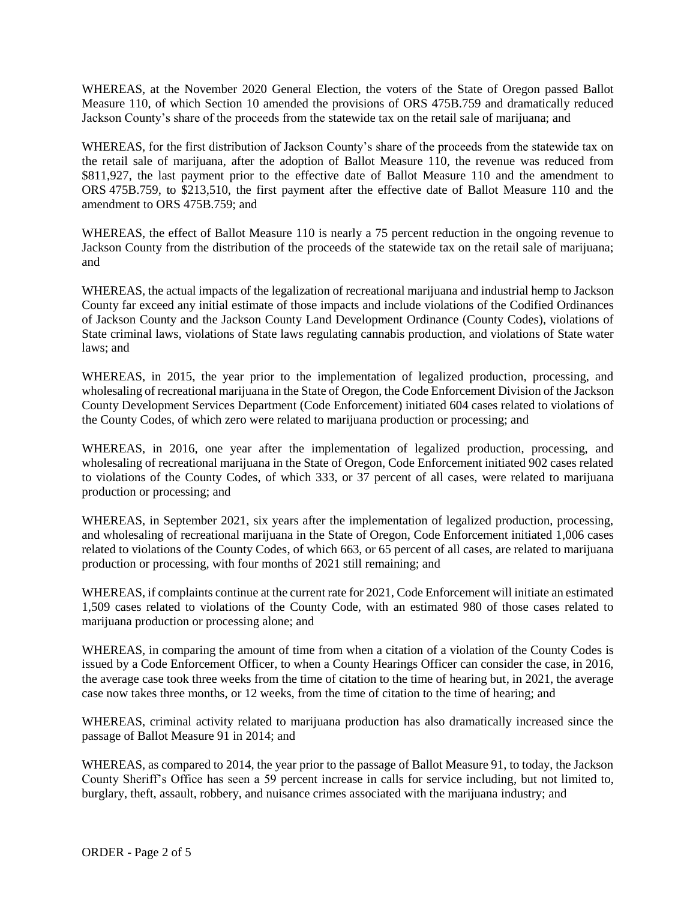WHEREAS, at the November 2020 General Election, the voters of the State of Oregon passed Ballot Measure 110, of which Section 10 amended the provisions of ORS 475B.759 and dramatically reduced Jackson County's share of the proceeds from the statewide tax on the retail sale of marijuana; and

WHEREAS, for the first distribution of Jackson County's share of the proceeds from the statewide tax on the retail sale of marijuana, after the adoption of Ballot Measure 110, the revenue was reduced from $811,927, the last payment prior to the effective date of Ballot Measure 110 and the amendment to ORS 475B.759, to $213,510, the first payment after the effective date of Ballot Measure 110 and the amendment to ORS 475B.759; and

WHEREAS, the effect of Ballot Measure 110 is nearly a 75 percent reduction in the ongoing revenue to Jackson County from the distribution of the proceeds of the statewide tax on the retail sale of marijuana; and

WHEREAS, the actual impacts of the legalization of recreational marijuana and industrial hemp to Jackson County far exceed any initial estimate of those impacts and include violations of the Codified Ordinances of Jackson County and the Jackson County Land Development Ordinance (County Codes), violations of State criminal laws, violations of State laws regulating cannabis production, and violations of State water laws; and

WHEREAS, in 2015, the year prior to the implementation of legalized production, processing, and wholesaling of recreational marijuana in the State of Oregon, the Code Enforcement Division of the Jackson County Development Services Department (Code Enforcement) initiated 604 cases related to violations of the County Codes, of which zero were related to marijuana production or processing; and

WHEREAS, in 2016, one year after the implementation of legalized production, processing, and wholesaling of recreational marijuana in the State of Oregon, Code Enforcement initiated 902 cases related to violations of the County Codes, of which 333, or 37 percent of all cases, were related to marijuana production or processing; and

WHEREAS, in September 2021, six years after the implementation of legalized production, processing, and wholesaling of recreational marijuana in the State of Oregon, Code Enforcement initiated 1,006 cases related to violations of the County Codes, of which 663, or 65 percent of all cases, are related to marijuana production or processing, with four months of 2021 still remaining; and

WHEREAS, if complaints continue at the current rate for 2021, Code Enforcement will initiate an estimated 1,509 cases related to violations of the County Code, with an estimated 980 of those cases related to marijuana production or processing alone; and

WHEREAS, in comparing the amount of time from when a citation of a violation of the County Codes is issued by a Code Enforcement Officer, to when a County Hearings Officer can consider the case, in 2016, the average case took three weeks from the time of citation to the time of hearing but, in 2021, the average case now takes three months, or 12 weeks, from the time of citation to the time of hearing; and

WHEREAS, criminal activity related to marijuana production has also dramatically increased since the passage of Ballot Measure 91 in 2014; and

WHEREAS, as compared to 2014, the year prior to the passage of Ballot Measure 91, to today, the Jackson County Sheriff's Office has seen a 59 percent increase in calls for service including, but not limited to, burglary, theft, assault, robbery, and nuisance crimes associated with the marijuana industry; and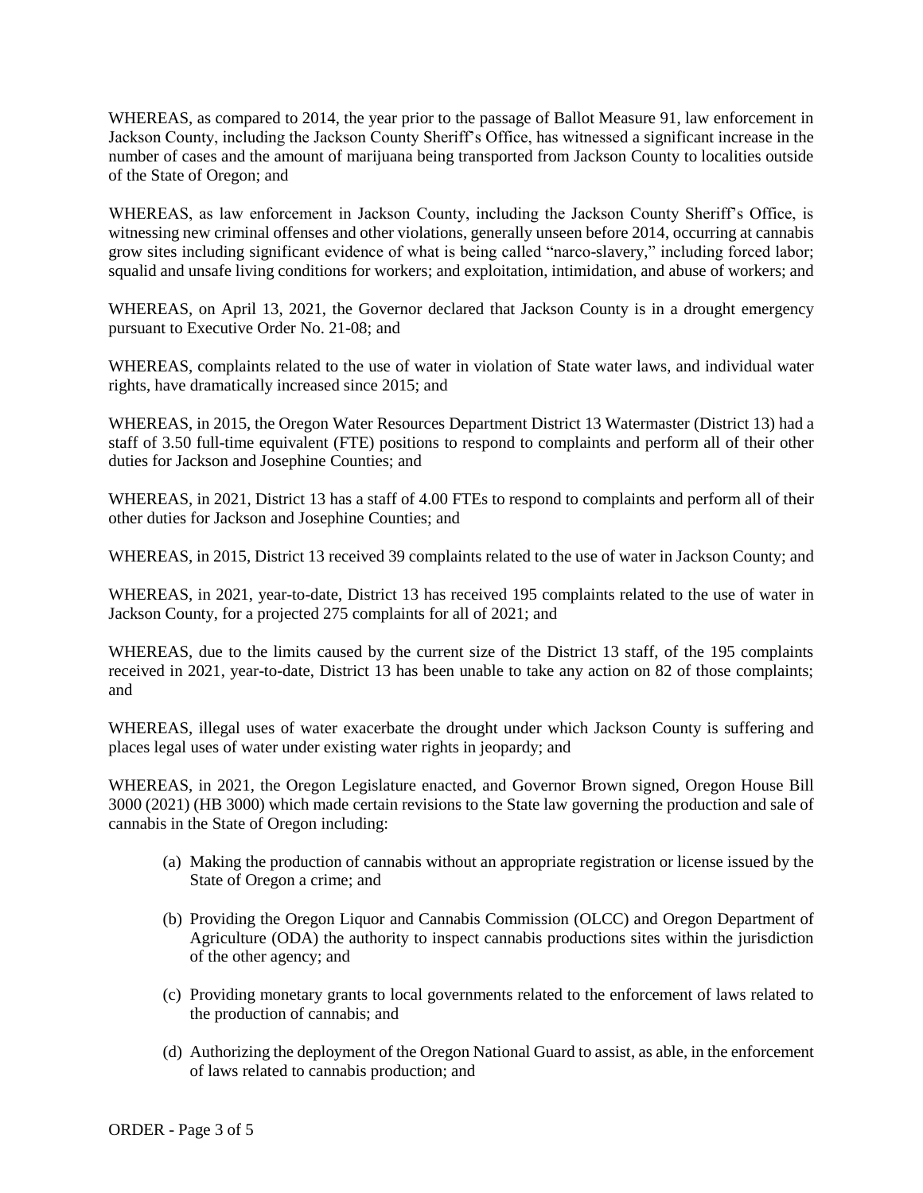WHEREAS, as compared to 2014, the year prior to the passage of Ballot Measure 91, law enforcement in Jackson County, including the Jackson County Sheriff's Office, has witnessed a significant increase in the number of cases and the amount of marijuana being transported from Jackson County to localities outside of the State of Oregon; and

WHEREAS, as law enforcement in Jackson County, including the Jackson County Sheriff's Office, is witnessing new criminal offenses and other violations, generally unseen before 2014, occurring at cannabis grow sites including significant evidence of what is being called "narco-slavery," including forced labor; squalid and unsafe living conditions for workers; and exploitation, intimidation, and abuse of workers; and

WHEREAS, on April 13, 2021, the Governor declared that Jackson County is in a drought emergency pursuant to Executive Order No. 21-08; and

WHEREAS, complaints related to the use of water in violation of State water laws, and individual water rights, have dramatically increased since 2015; and

WHEREAS, in 2015, the Oregon Water Resources Department District 13 Watermaster (District 13) had a staff of 3.50 full-time equivalent (FTE) positions to respond to complaints and perform all of their other duties for Jackson and Josephine Counties; and

WHEREAS, in 2021, District 13 has a staff of 4.00 FTEs to respond to complaints and perform all of their other duties for Jackson and Josephine Counties; and

WHEREAS, in 2015, District 13 received 39 complaints related to the use of water in Jackson County; and

WHEREAS, in 2021, year-to-date, District 13 has received 195 complaints related to the use of water in Jackson County, for a projected 275 complaints for all of 2021; and

WHEREAS, due to the limits caused by the current size of the District 13 staff, of the 195 complaints received in 2021, year-to-date, District 13 has been unable to take any action on 82 of those complaints; and

WHEREAS, illegal uses of water exacerbate the drought under which Jackson County is suffering and places legal uses of water under existing water rights in jeopardy; and

WHEREAS, in 2021, the Oregon Legislature enacted, and Governor Brown signed, Oregon House Bill 3000 (2021) (HB 3000) which made certain revisions to the State law governing the production and sale of cannabis in the State of Oregon including:

(a) Making the production of cannabis without an appropriate registration or license issued by the State of Oregon a crime; and

(b) Providing the Oregon Liquor and Cannabis Commission (OLCC) and Oregon Department of Agriculture (ODA) the authority to inspect cannabis productions sites within the jurisdiction of the other agency; and

(c) Providing monetary grants to local governments related to the enforcement of laws related to the production of cannabis; and

(d) Authorizing the deployment of the Oregon National Guard to assist, as able, in the enforcement of laws related to cannabis production; and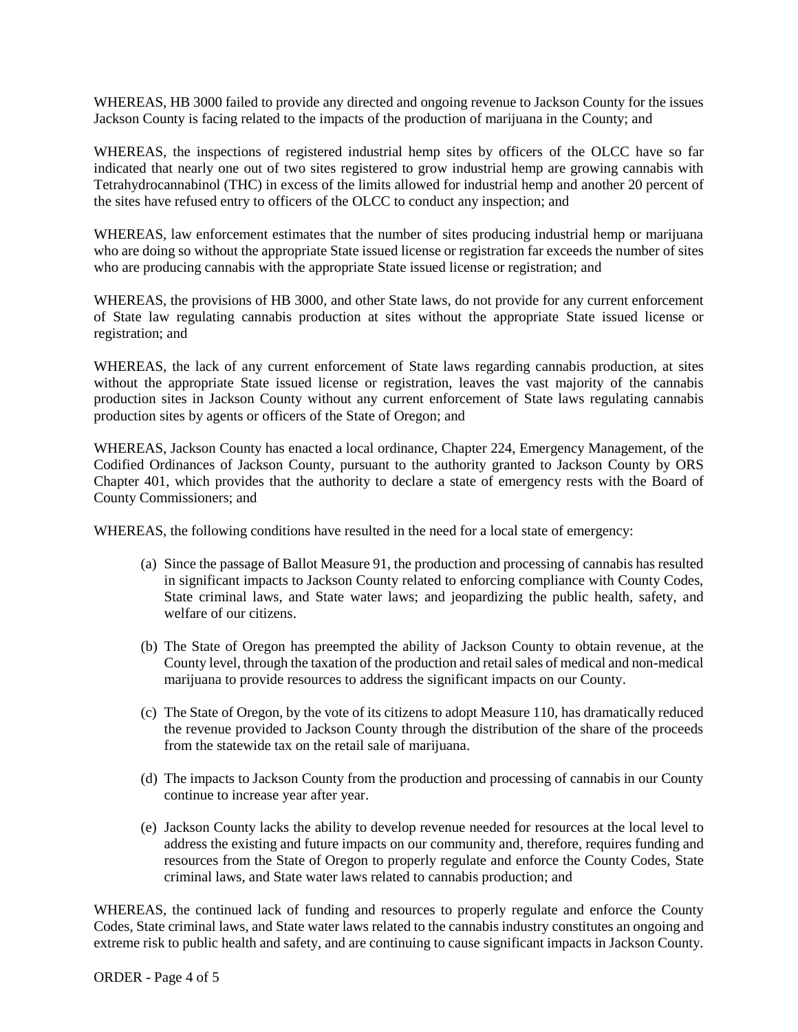WHEREAS, HB 3000 failed to provide any directed and ongoing revenue to Jackson County for the issues Jackson County is facing related to the impacts of the production of marijuana in the County; and

WHEREAS, the inspections of registered industrial hemp sites by officers of the OLCC have so far indicated that nearly one out of two sites registered to grow industrial hemp are growing cannabis with Tetrahydrocannabinol (THC) in excess of the limits allowed for industrial hemp and another 20 percent of the sites have refused entry to officers of the OLCC to conduct any inspection; and

WHEREAS, law enforcement estimates that the number of sites producing industrial hemp or marijuana who are doing so without the appropriate State issued license or registration far exceeds the number of sites who are producing cannabis with the appropriate State issued license or registration; and

WHEREAS, the provisions of HB 3000, and other State laws, do not provide for any current enforcement of State law regulating cannabis production at sites without the appropriate State issued license or registration; and

WHEREAS, the lack of any current enforcement of State laws regarding cannabis production, at sites without the appropriate State issued license or registration, leaves the vast majority of the cannabis production sites in Jackson County without any current enforcement of State laws regulating cannabis production sites by agents or officers of the State of Oregon; and

WHEREAS, Jackson County has enacted a local ordinance, Chapter 224, Emergency Management, of the Codified Ordinances of Jackson County, pursuant to the authority granted to Jackson County by ORS Chapter 401, which provides that the authority to declare a state of emergency rests with the Board of County Commissioners; and

WHEREAS, the following conditions have resulted in the need for a local state of emergency:

(a) Since the passage of Ballot Measure 91, the production and processing of cannabis has resulted in significant impacts to Jackson County related to enforcing compliance with County Codes, State criminal laws, and State water laws; and jeopardizing the public health, safety, and welfare of our citizens.

(b) The State of Oregon has preempted the ability of Jackson County to obtain revenue, at the County level, through the taxation of the production and retail sales of medical and non-medical marijuana to provide resources to address the significant impacts on our County.

(c) The State of Oregon, by the vote of its citizens to adopt Measure 110, has dramatically reduced the revenue provided to Jackson County through the distribution of the share of the proceeds from the statewide tax on the retail sale of marijuana.

(d) The impacts to Jackson County from the production and processing of cannabis in our County continue to increase year after year.

(e) Jackson County lacks the ability to develop revenue needed for resources at the local level to address the existing and future impacts on our community and, therefore, requires funding and resources from the State of Oregon to properly regulate and enforce the County Codes, State criminal laws, and State water laws related to cannabis production; and

WHEREAS, the continued lack of funding and resources to properly regulate and enforce the County Codes, State criminal laws, and State water laws related to the cannabis industry constitutes an ongoing and extreme risk to public health and safety, and are continuing to cause significant impacts in Jackson County.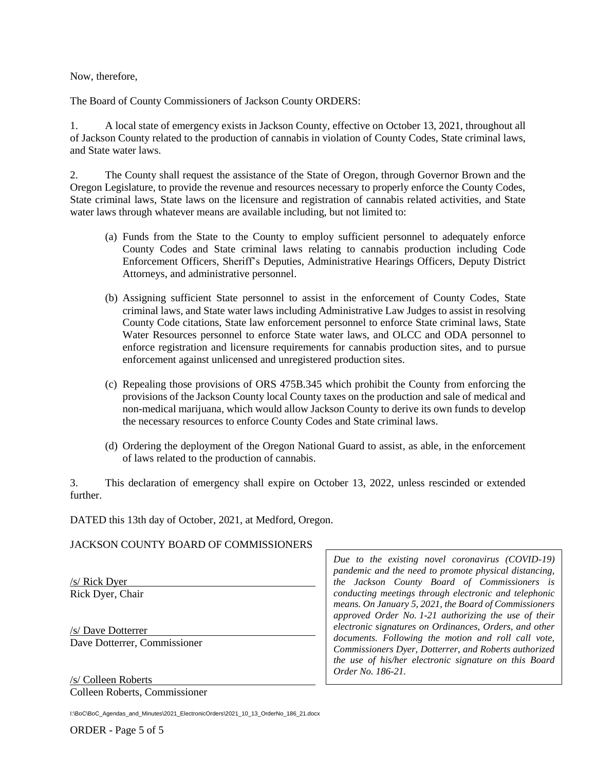Now, therefore,

The Board of County Commissioners of Jackson County ORDERS:

1. A local state of emergency exists in Jackson County, effective on October 13, 2021, throughout all of Jackson County related to the production of cannabis in violation of County Codes, State criminal laws, and State water laws.

2. The County shall request the assistance of the State of Oregon, through Governor Brown and the Oregon Legislature, to provide the revenue and resources necessary to properly enforce the County Codes, State criminal laws, State laws on the licensure and registration of cannabis related activities, and State water laws through whatever means are available including, but not limited to:

   (a) Funds from the State to the County to employ sufficient personnel to adequately enforce County Codes and State criminal laws relating to cannabis production including Code Enforcement Officers, Sheriff's Deputies, Administrative Hearings Officers, Deputy District Attorneys, and administrative personnel.

   (b) Assigning sufficient State personnel to assist in the enforcement of County Codes, State criminal laws, and State water laws including Administrative Law Judges to assist in resolving County Code citations, State law enforcement personnel to enforce State criminal laws, State Water Resources personnel to enforce State water laws, and OLCC and ODA personnel to enforce registration and licensure requirements for cannabis production sites, and to pursue enforcement against unlicensed and unregistered production sites.

   (c) Repealing those provisions of ORS 475B.345 which prohibit the County from enforcing the provisions of the Jackson County local County taxes on the production and sale of medical and non-medical marijuana, which would allow Jackson County to derive its own funds to develop the necessary resources to enforce County Codes and State criminal laws.

   (d) Ordering the deployment of the Oregon National Guard to assist, as able, in the enforcement of laws related to the production of cannabis.

3. This declaration of emergency shall expire on October 13, 2022, unless rescinded or extended further.

DATED this 13th day of October, 2021, at Medford, Oregon.

JACKSON COUNTY BOARD OF COMMISSIONERS

/s/ Rick Dyer
Rick Dyer, Chair

/s/ Dave Dotterrer
Dave Dotterrer, Commissioner

/s/ Colleen Roberts
Colleen Roberts, Commissioner

*Due to the existing novel coronavirus (COVID-19) pandemic and the need to promote physical distancing, the Jackson County Board of Commissioners is conducting meetings through electronic and telephonic means. On January 5, 2021, the Board of Commissioners approved Order No. 1-21 authorizing the use of their electronic signatures on Ordinances, Orders, and other documents. Following the motion and roll call vote, Commissioners Dyer, Dotterrer, and Roberts authorized the use of his/her electronic signature on this Board Order No. 186-21.*

I:\BoC\BoC_Agendas_and_Minutes\2021_ElectronicOrders\2021_10_13_OrderNo_186_21.docx